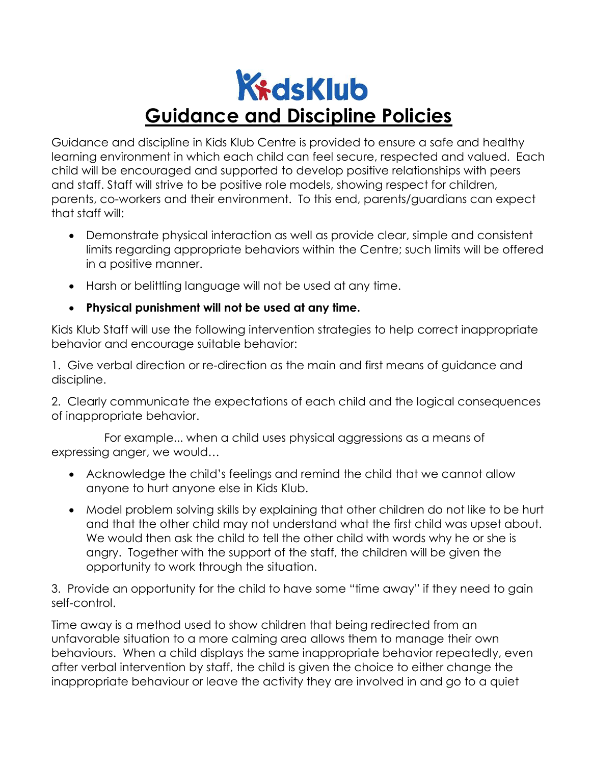# KidsKlub

## Guidance and Discipline Policies

Guidance and discipline in Kids Klub Centre is provided to ensure a safe and healthy learning environment in which each child can feel secure, respected and valued. Each child will be encouraged and supported to develop positive relationships with peers and staff. Staff will strive to be positive role models, showing respect for children, parents, co-workers and their environment. To this end, parents/guardians can expect that staff will:

- Demonstrate physical interaction as well as provide clear, simple and consistent limits regarding appropriate behaviors within the Centre; such limits will be offered in a positive manner.
- Harsh or belittling language will not be used at any time.
- **Physical punishment will not be used at any time.**

Kids Klub Staff will use the following intervention strategies to help correct inappropriate behavior and encourage suitable behavior:

1. Give verbal direction or re-direction as the main and first means of guidance and discipline.

2. Clearly communicate the expectations of each child and the logical consequences of inappropriate behavior.

For example... when a child uses physical aggressions as a means of expressing anger, we would…

- Acknowledge the child's feelings and remind the child that we cannot allow anyone to hurt anyone else in Kids Klub.
- Model problem solving skills by explaining that other children do not like to be hurt and that the other child may not understand what the first child was upset about. We would then ask the child to tell the other child with words why he or she is angry. Together with the support of the staff, the children will be given the opportunity to work through the situation.

3. Provide an opportunity for the child to have some "time away" if they need to gain self-control.

Time away is a method used to show children that being redirected from an unfavorable situation to a more calming area allows them to manage their own behaviours. When a child displays the same inappropriate behavior repeatedly, even after verbal intervention by staff, the child is given the choice to either change the inappropriate behaviour or leave the activity they are involved in and go to a quiet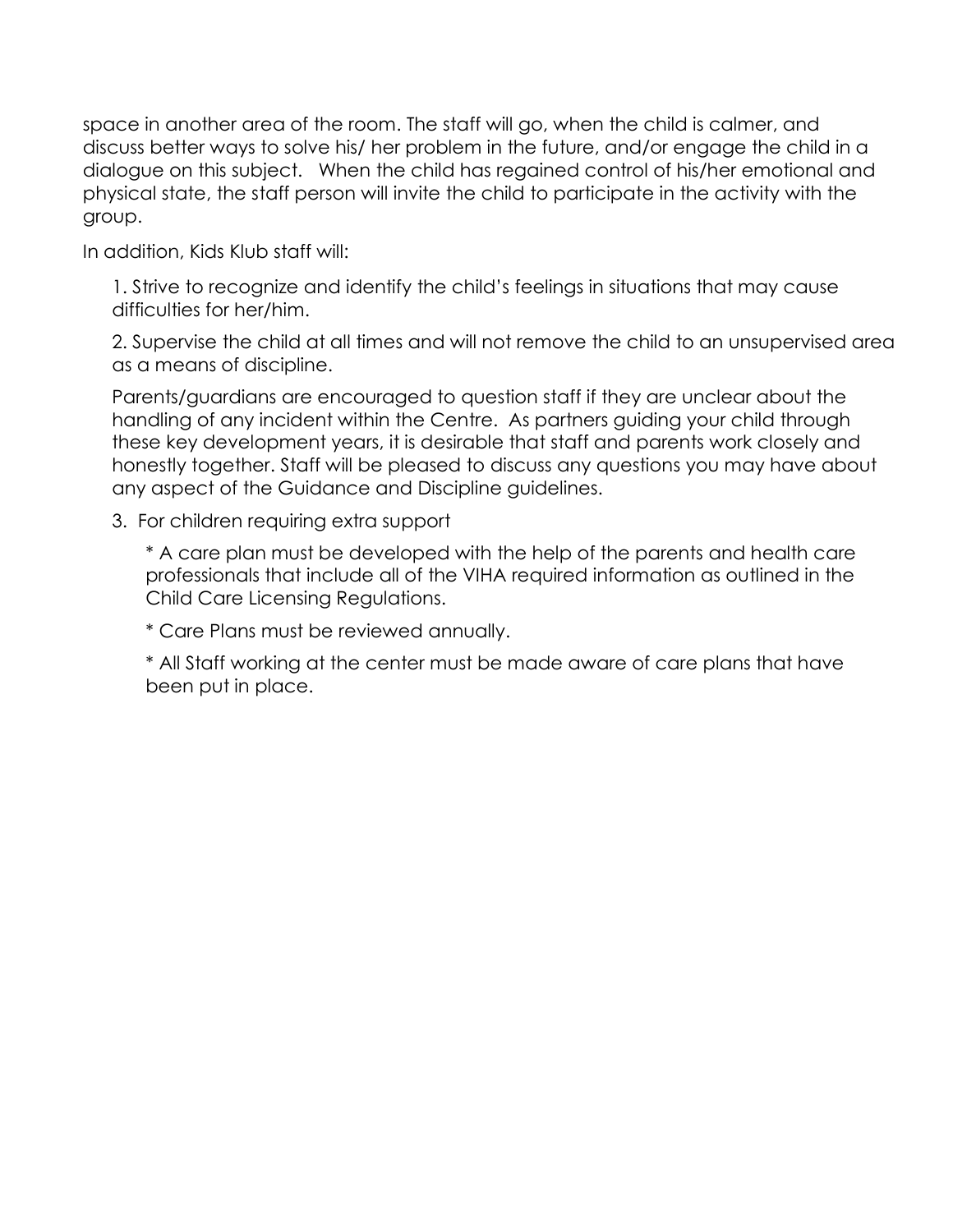space in another area of the room. The staff will go, when the child is calmer, and discuss better ways to solve his/ her problem in the future, and/or engage the child in a dialogue on this subject. When the child has regained control of his/her emotional and physical state, the staff person will invite the child to participate in the activity with the group.

In addition, Kids Klub staff will:

1. Strive to recognize and identify the child's feelings in situations that may cause difficulties for her/him.

2. Supervise the child at all times and will not remove the child to an unsupervised area as a means of discipline.

Parents/guardians are encouraged to question staff if they are unclear about the handling of any incident within the Centre. As partners guiding your child through these key development years, it is desirable that staff and parents work closely and honestly together. Staff will be pleased to discuss any questions you may have about any aspect of the Guidance and Discipline guidelines.

3. For children requiring extra support

   * A care plan must be developed with the help of the parents and health care professionals that include all of the VIHA required information as outlined in the Child Care Licensing Regulations.

   * Care Plans must be reviewed annually.

   * All Staff working at the center must be made aware of care plans that have been put in place.